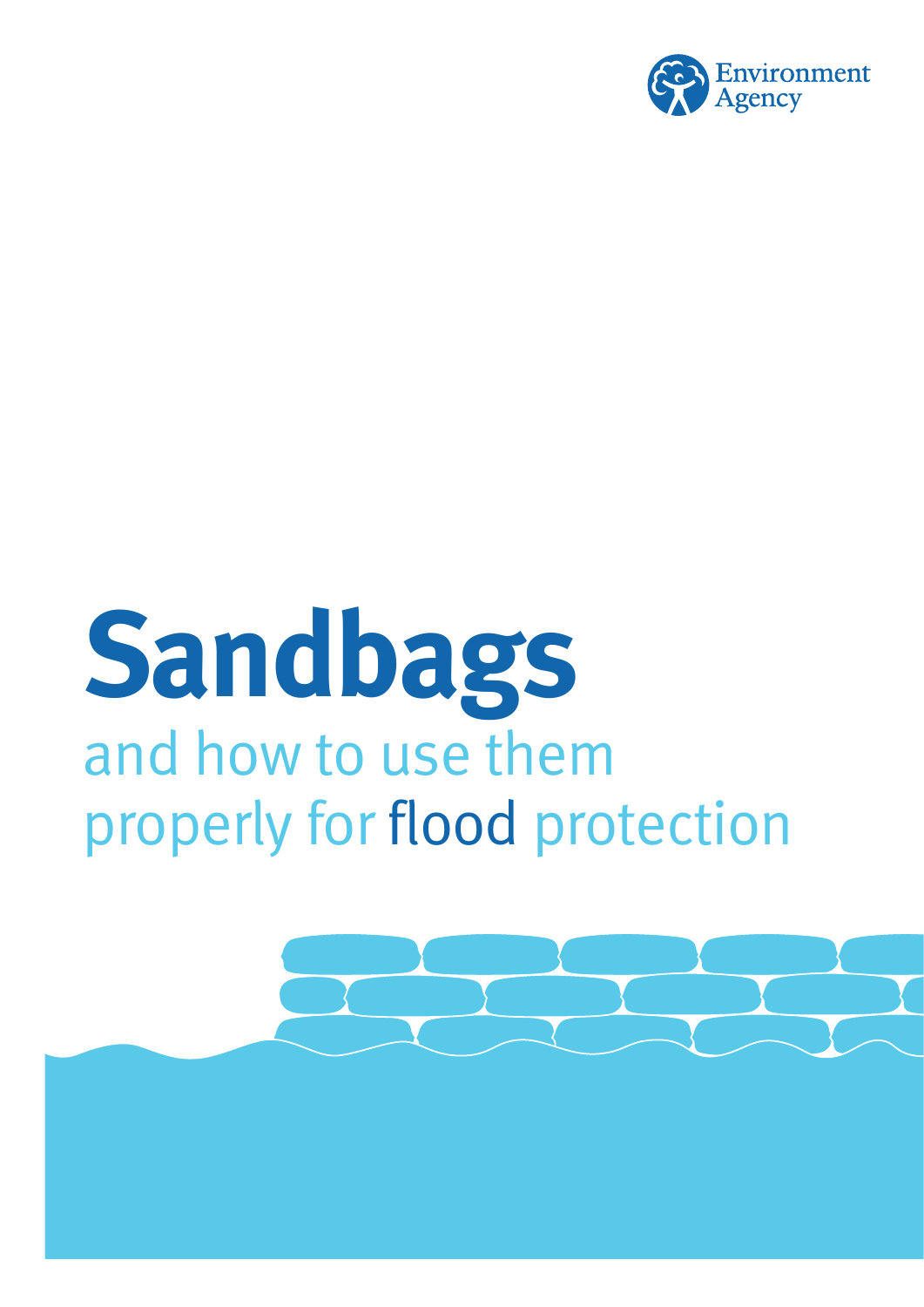Environment Agency

# Sandbags

and how to use them properly for flood protection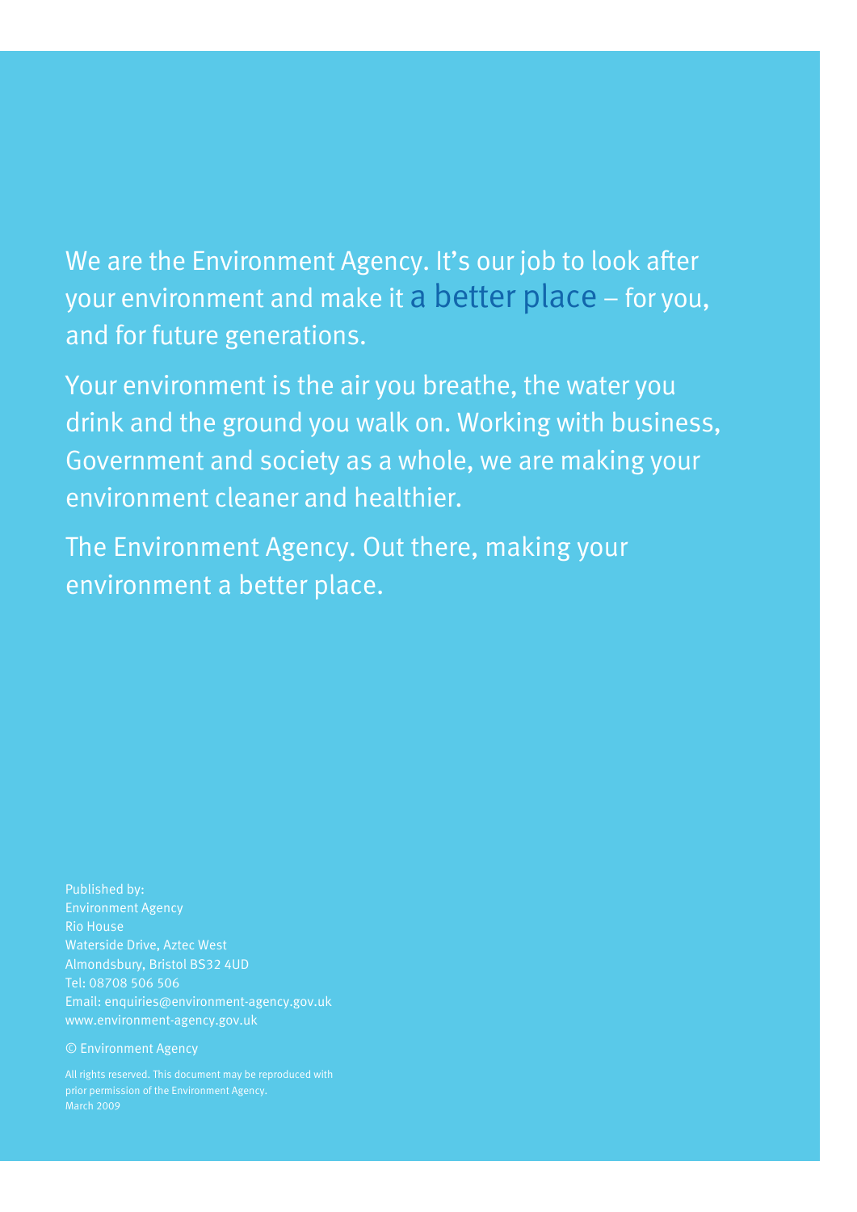We are the Environment Agency. It's our job to look after your environment and make it a better place – for you, and for future generations.

Your environment is the air you breathe, the water you drink and the ground you walk on. Working with business, Government and society as a whole, we are making your environment cleaner and healthier.

The Environment Agency. Out there, making your environment a better place.

Published by:
Environment Agency
Rio House
Waterside Drive, Aztec West
Almondsbury, Bristol BS32 4UD
Tel: 08708 506 506
Email: enquiries@environment-agency.gov.uk
www.environment-agency.gov.uk

© Environment Agency

All rights reserved. This document may be reproduced with prior permission of the Environment Agency.
March 2009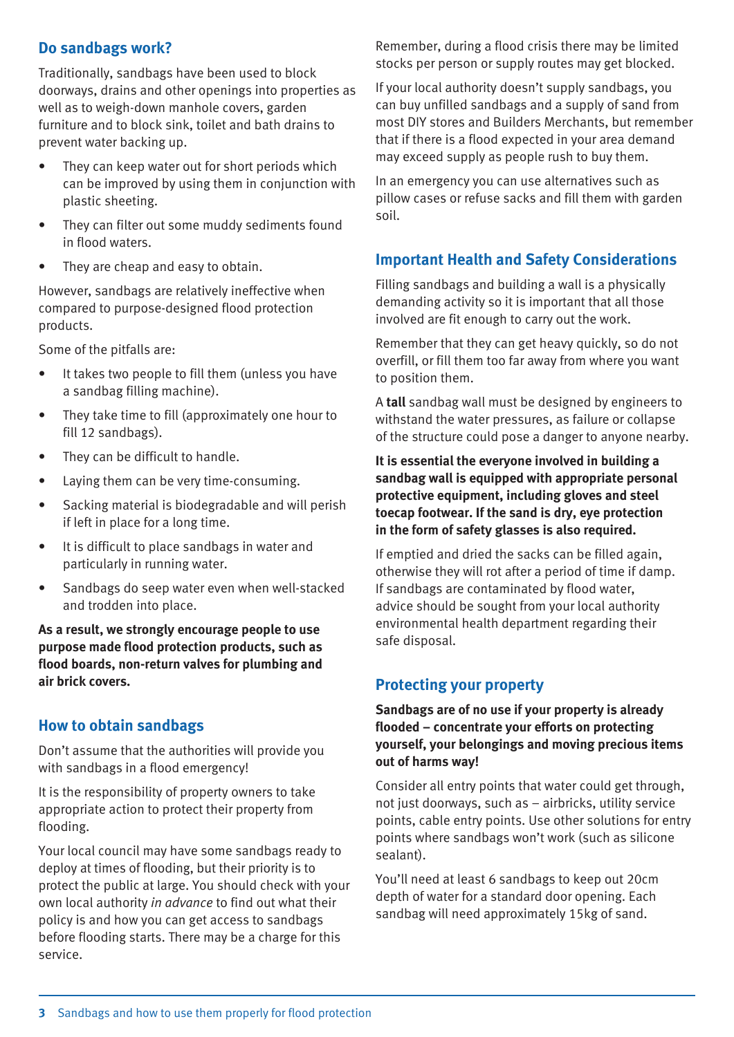## Do sandbags work?

Traditionally, sandbags have been used to block doorways, drains and other openings into properties as well as to weigh-down manhole covers, garden furniture and to block sink, toilet and bath drains to prevent water backing up.

- They can keep water out for short periods which can be improved by using them in conjunction with plastic sheeting.
- They can filter out some muddy sediments found in flood waters.
- They are cheap and easy to obtain.

However, sandbags are relatively ineffective when compared to purpose-designed flood protection products.

Some of the pitfalls are:

- It takes two people to fill them (unless you have a sandbag filling machine).
- They take time to fill (approximately one hour to fill 12 sandbags).
- They can be difficult to handle.
- Laying them can be very time-consuming.
- Sacking material is biodegradable and will perish if left in place for a long time.
- It is difficult to place sandbags in water and particularly in running water.
- Sandbags do seep water even when well-stacked and trodden into place.

**As a result, we strongly encourage people to use purpose made flood protection products, such as flood boards, non-return valves for plumbing and air brick covers.**

## How to obtain sandbags

Don't assume that the authorities will provide you with sandbags in a flood emergency!

It is the responsibility of property owners to take appropriate action to protect their property from flooding.

Your local council may have some sandbags ready to deploy at times of flooding, but their priority is to protect the public at large. You should check with your own local authority *in advance* to find out what their policy is and how you can get access to sandbags before flooding starts. There may be a charge for this service.

Remember, during a flood crisis there may be limited stocks per person or supply routes may get blocked.

If your local authority doesn't supply sandbags, you can buy unfilled sandbags and a supply of sand from most DIY stores and Builders Merchants, but remember that if there is a flood expected in your area demand may exceed supply as people rush to buy them.

In an emergency you can use alternatives such as pillow cases or refuse sacks and fill them with garden soil.

## Important Health and Safety Considerations

Filling sandbags and building a wall is a physically demanding activity so it is important that all those involved are fit enough to carry out the work.

Remember that they can get heavy quickly, so do not overfill, or fill them too far away from where you want to position them.

A **tall** sandbag wall must be designed by engineers to withstand the water pressures, as failure or collapse of the structure could pose a danger to anyone nearby.

**It is essential the everyone involved in building a sandbag wall is equipped with appropriate personal protective equipment, including gloves and steel toecap footwear. If the sand is dry, eye protection in the form of safety glasses is also required.**

If emptied and dried the sacks can be filled again, otherwise they will rot after a period of time if damp. If sandbags are contaminated by flood water, advice should be sought from your local authority environmental health department regarding their safe disposal.

## Protecting your property

**Sandbags are of no use if your property is already flooded – concentrate your efforts on protecting yourself, your belongings and moving precious items out of harms way!**

Consider all entry points that water could get through, not just doorways, such as – airbricks, utility service points, cable entry points. Use other solutions for entry points where sandbags won't work (such as silicone sealant).

You'll need at least 6 sandbags to keep out 20cm depth of water for a standard door opening. Each sandbag will need approximately 15kg of sand.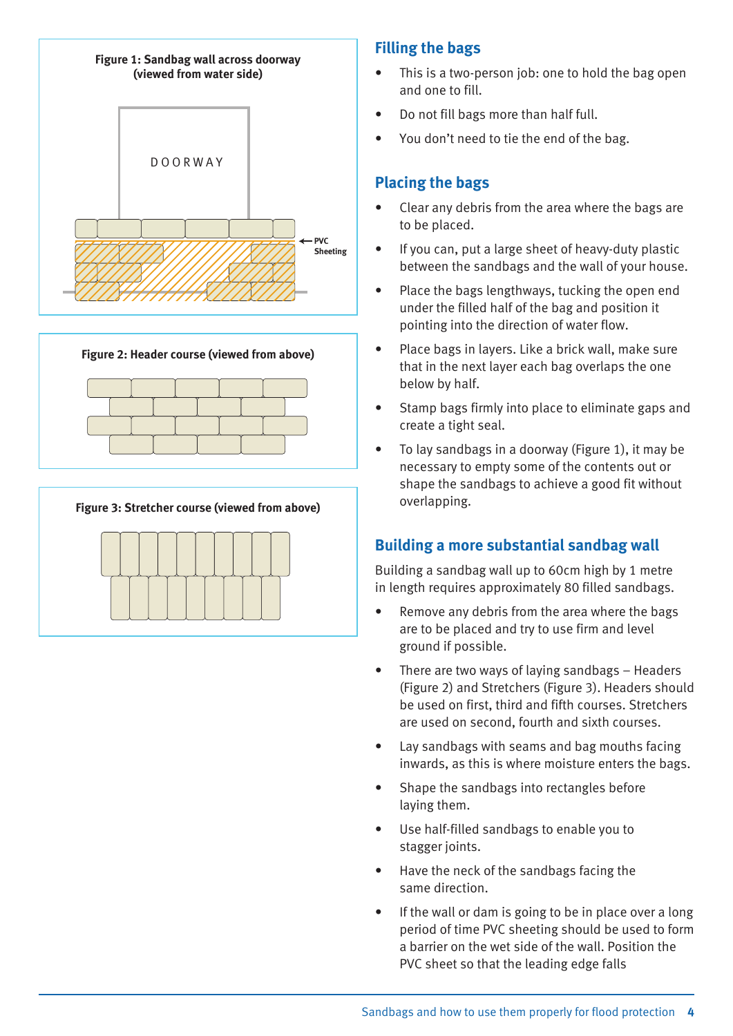**Figure 1: Sandbag wall across doorway (viewed from water side)**

DOORWAY

PVC Sheeting

**Figure 2: Header course (viewed from above)**

**Figure 3: Stretcher course (viewed from above)**

## Filling the bags

- This is a two-person job: one to hold the bag open and one to fill.
- Do not fill bags more than half full.
- You don't need to tie the end of the bag.

## Placing the bags

- Clear any debris from the area where the bags are to be placed.
- If you can, put a large sheet of heavy-duty plastic between the sandbags and the wall of your house.
- Place the bags lengthways, tucking the open end under the filled half of the bag and position it pointing into the direction of water flow.
- Place bags in layers. Like a brick wall, make sure that in the next layer each bag overlaps the one below by half.
- Stamp bags firmly into place to eliminate gaps and create a tight seal.
- To lay sandbags in a doorway (Figure 1), it may be necessary to empty some of the contents out or shape the sandbags to achieve a good fit without overlapping.

## Building a more substantial sandbag wall

Building a sandbag wall up to 60cm high by 1 metre in length requires approximately 80 filled sandbags.

- Remove any debris from the area where the bags are to be placed and try to use firm and level ground if possible.
- There are two ways of laying sandbags – Headers (Figure 2) and Stretchers (Figure 3). Headers should be used on first, third and fifth courses. Stretchers are used on second, fourth and sixth courses.
- Lay sandbags with seams and bag mouths facing inwards, as this is where moisture enters the bags.
- Shape the sandbags into rectangles before laying them.
- Use half-filled sandbags to enable you to stagger joints.
- Have the neck of the sandbags facing the same direction.
- If the wall or dam is going to be in place over a long period of time PVC sheeting should be used to form a barrier on the wet side of the wall. Position the PVC sheet so that the leading edge falls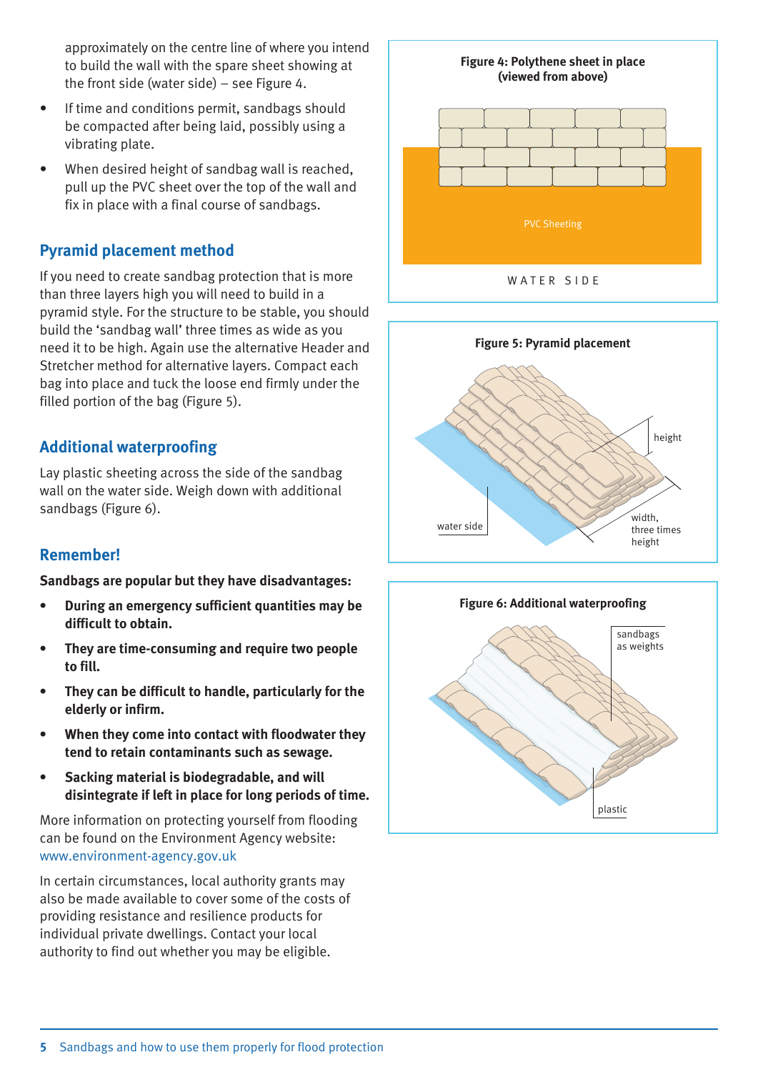approximately on the centre line of where you intend to build the wall with the spare sheet showing at the front side (water side) – see Figure 4.

- If time and conditions permit, sandbags should be compacted after being laid, possibly using a vibrating plate.
- When desired height of sandbag wall is reached, pull up the PVC sheet over the top of the wall and fix in place with a final course of sandbags.

## Pyramid placement method

If you need to create sandbag protection that is more than three layers high you will need to build in a pyramid style. For the structure to be stable, you should build the 'sandbag wall' three times as wide as you need it to be high. Again use the alternative Header and Stretcher method for alternative layers. Compact each bag into place and tuck the loose end firmly under the filled portion of the bag (Figure 5).

## Additional waterproofing

Lay plastic sheeting across the side of the sandbag wall on the water side. Weigh down with additional sandbags (Figure 6).

## Remember!

**Sandbags are popular but they have disadvantages:**

- **During an emergency sufficient quantities may be difficult to obtain.**
- **They are time-consuming and require two people to fill.**
- **They can be difficult to handle, particularly for the elderly or infirm.**
- **When they come into contact with floodwater they tend to retain contaminants such as sewage.**
- **Sacking material is biodegradable, and will disintegrate if left in place for long periods of time.**

More information on protecting yourself from flooding can be found on the Environment Agency website: www.environment-agency.gov.uk

In certain circumstances, local authority grants may also be made available to cover some of the costs of providing resistance and resilience products for individual private dwellings. Contact your local authority to find out whether you may be eligible.

**Figure 4: Polythene sheet in place (viewed from above)**

PVC Sheeting

WATER SIDE

**Figure 5: Pyramid placement**

height

water side

width, three times height

**Figure 6: Additional waterproofing**

sandbags as weights

plastic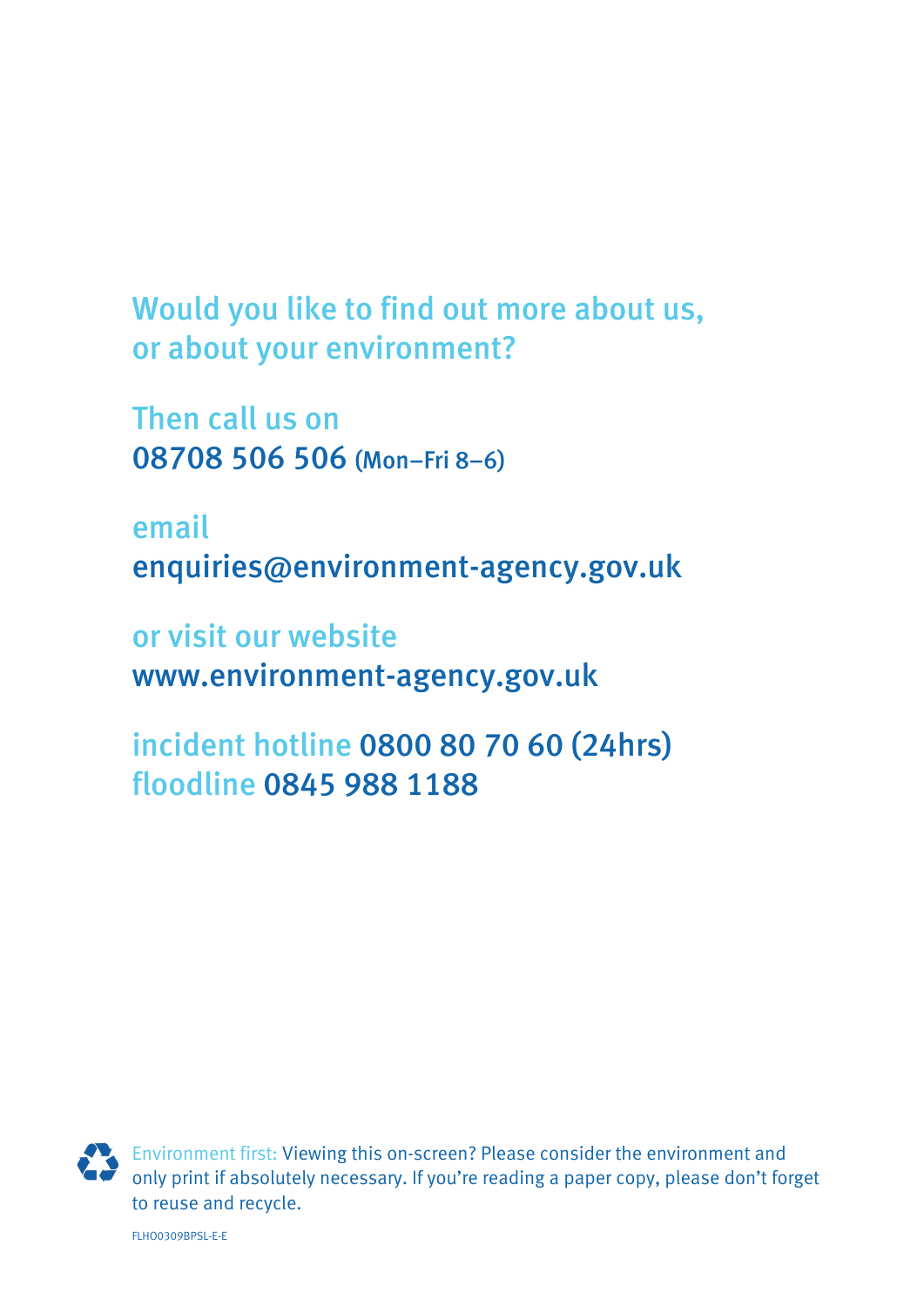Would you like to find out more about us, or about your environment?

Then call us on
08708 506 506 (Mon–Fri 8–6)

email
enquiries@environment-agency.gov.uk

or visit our website
www.environment-agency.gov.uk

incident hotline 0800 80 70 60 (24hrs)
floodline 0845 988 1188

Environment first: Viewing this on-screen? Please consider the environment and only print if absolutely necessary. If you're reading a paper copy, please don't forget to reuse and recycle.

FLHO0309BPSL-E-E